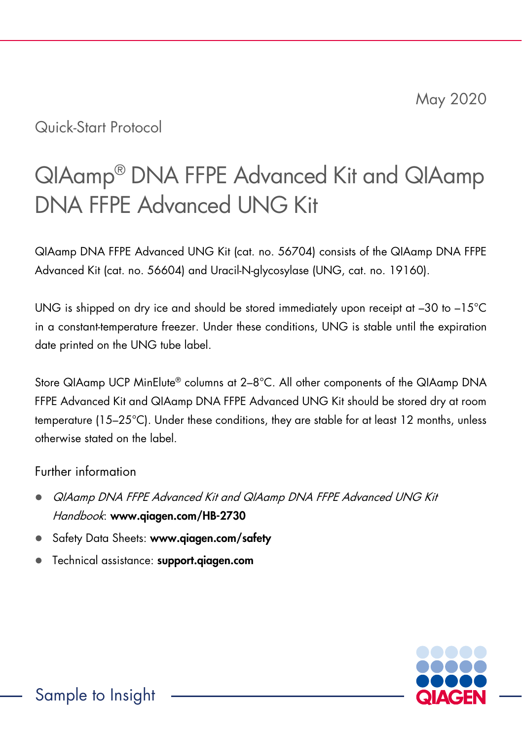May 2020

Quick-Start Protocol

# QIAamp® DNA FFPE Advanced Kit and QIAamp DNA FFPE Advanced UNG Kit

QIAamp DNA FFPE Advanced UNG Kit (cat. no. 56704) consists of the QIAamp DNA FFPE Advanced Kit (cat. no. 56604) and Uracil-N-glycosylase (UNG, cat. no. 19160).

UNG is shipped on dry ice and should be stored immediately upon receipt at –30 to –15°C in a constant-temperature freezer. Under these conditions, UNG is stable until the expiration date printed on the UNG tube label.

Store QIAamp UCP MinElute® columns at 2–8°C. All other components of the QIAamp DNA FFPE Advanced Kit and QIAamp DNA FFPE Advanced UNG Kit should be stored dry at room temperature (15–25°C). Under these conditions, they are stable for at least 12 months, unless otherwise stated on the label.

## Further information

- *QIAamp DNA FFPE Advanced Kit and QIAamp DNA FFPE Advanced UNG Kit Handbook*: **www.qiagen.com/HB-2730**
- Safety Data Sheets: **www.qiagen.com/safety**
- Technical assistance: **support.qiagen.com**

Sample to Insight

QIAGEN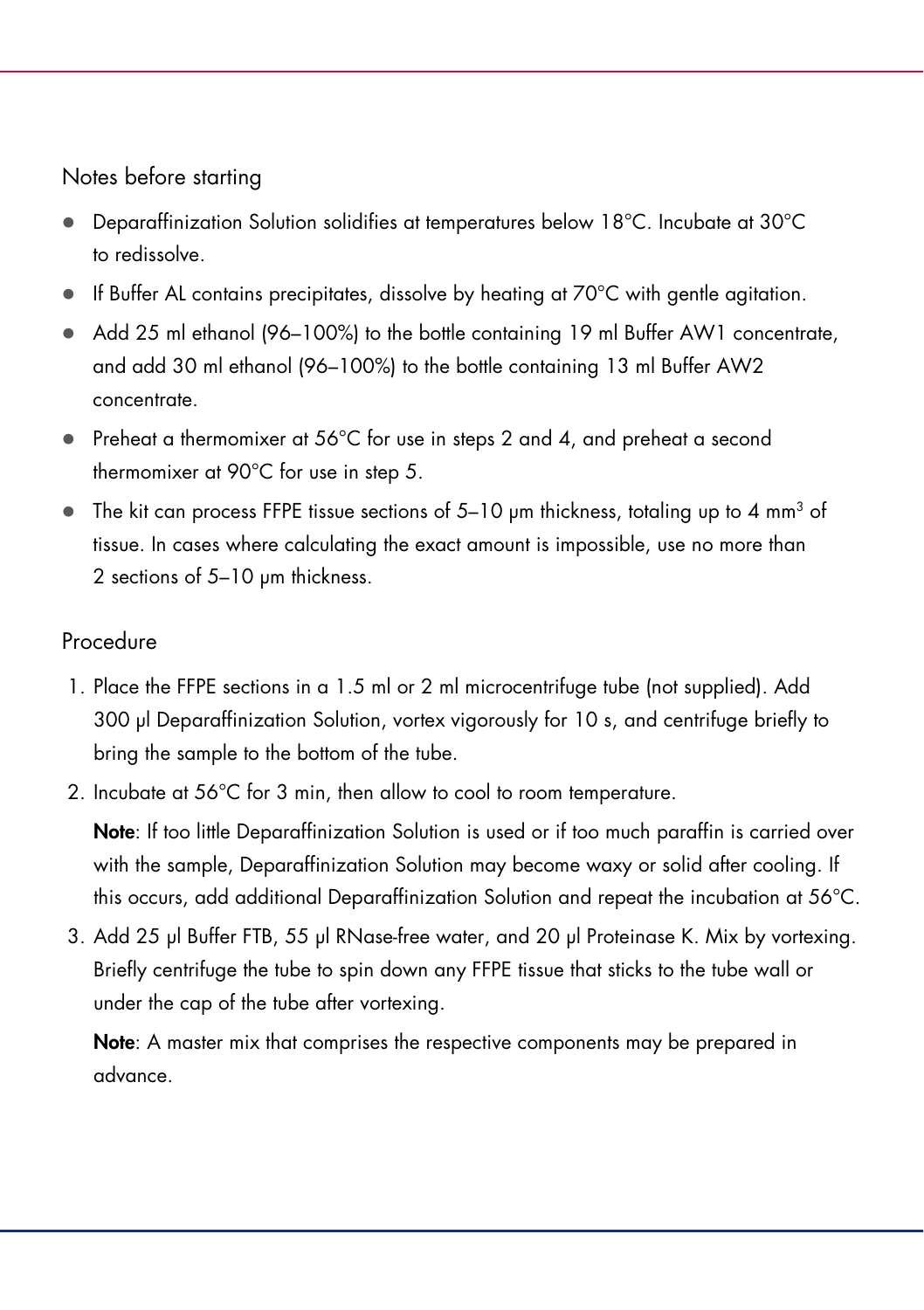## Notes before starting

- Deparaffinization Solution solidifies at temperatures below 18°C. Incubate at 30°C to redissolve.
- If Buffer AL contains precipitates, dissolve by heating at 70°C with gentle agitation.
- Add 25 ml ethanol (96–100%) to the bottle containing 19 ml Buffer AW1 concentrate, and add 30 ml ethanol (96–100%) to the bottle containing 13 ml Buffer AW2 concentrate.
- Preheat a thermomixer at 56°C for use in steps 2 and 4, and preheat a second thermomixer at 90°C for use in step 5.
- The kit can process FFPE tissue sections of 5–10 µm thickness, totaling up to 4 $mm^3$ of tissue. In cases where calculating the exact amount is impossible, use no more than 2 sections of 5–10 µm thickness.

## Procedure

1. Place the FFPE sections in a 1.5 ml or 2 ml microcentrifuge tube (not supplied). Add 300 µl Deparaffinization Solution, vortex vigorously for 10 s, and centrifuge briefly to bring the sample to the bottom of the tube.
2. Incubate at 56°C for 3 min, then allow to cool to room temperature.

   **Note**: If too little Deparaffinization Solution is used or if too much paraffin is carried over with the sample, Deparaffinization Solution may become waxy or solid after cooling. If this occurs, add additional Deparaffinization Solution and repeat the incubation at 56°C.
3. Add 25 µl Buffer FTB, 55 µl RNase-free water, and 20 µl Proteinase K. Mix by vortexing. Briefly centrifuge the tube to spin down any FFPE tissue that sticks to the tube wall or under the cap of the tube after vortexing.

   **Note**: A master mix that comprises the respective components may be prepared in advance.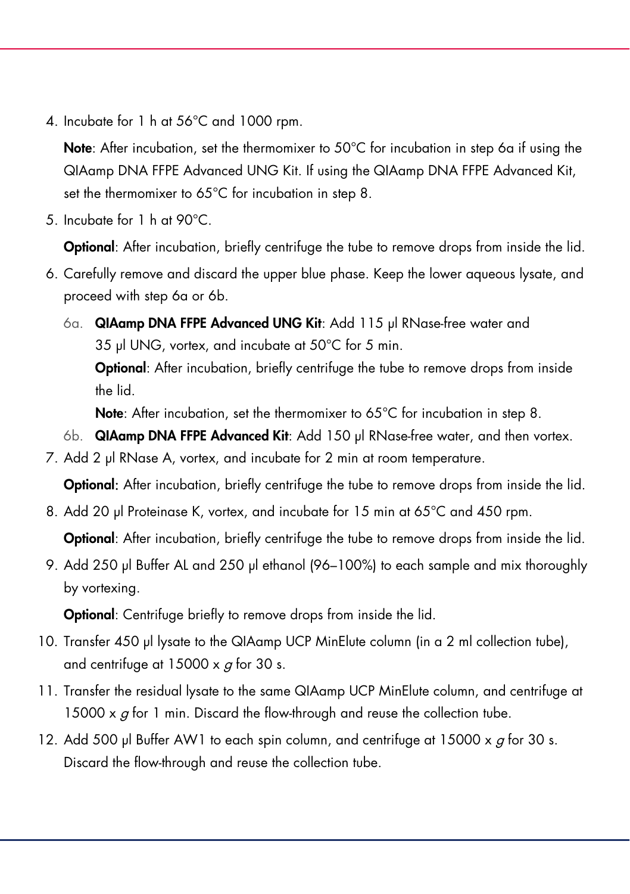4. Incubate for 1 h at 56°C and 1000 rpm.

   **Note**: After incubation, set the thermomixer to 50°C for incubation in step 6a if using the QIAamp DNA FFPE Advanced UNG Kit. If using the QIAamp DNA FFPE Advanced Kit, set the thermomixer to 65°C for incubation in step 8.

5. Incubate for 1 h at 90°C.

   **Optional**: After incubation, briefly centrifuge the tube to remove drops from inside the lid.

6. Carefully remove and discard the upper blue phase. Keep the lower aqueous lysate, and proceed with step 6a or 6b.

   6a. **QIAamp DNA FFPE Advanced UNG Kit**: Add 115 µl RNase-free water and 35 µl UNG, vortex, and incubate at 50°C for 5 min.

   **Optional**: After incubation, briefly centrifuge the tube to remove drops from inside the lid.

   **Note**: After incubation, set the thermomixer to 65°C for incubation in step 8.

   6b. **QIAamp DNA FFPE Advanced Kit**: Add 150 µl RNase-free water, and then vortex.

7. Add 2 µl RNase A, vortex, and incubate for 2 min at room temperature.

   **Optional:** After incubation, briefly centrifuge the tube to remove drops from inside the lid.

8. Add 20 µl Proteinase K, vortex, and incubate for 15 min at 65°C and 450 rpm.

   **Optional**: After incubation, briefly centrifuge the tube to remove drops from inside the lid.

9. Add 250 µl Buffer AL and 250 µl ethanol (96–100%) to each sample and mix thoroughly by vortexing.

   **Optional**: Centrifuge briefly to remove drops from inside the lid.

10. Transfer 450 µl lysate to the QIAamp UCP MinElute column (in a 2 ml collection tube), and centrifuge at 15000 x *g* for 30 s.

11. Transfer the residual lysate to the same QIAamp UCP MinElute column, and centrifuge at 15000 x *g* for 1 min. Discard the flow-through and reuse the collection tube.

12. Add 500 µl Buffer AW1 to each spin column, and centrifuge at 15000 x *g* for 30 s. Discard the flow-through and reuse the collection tube.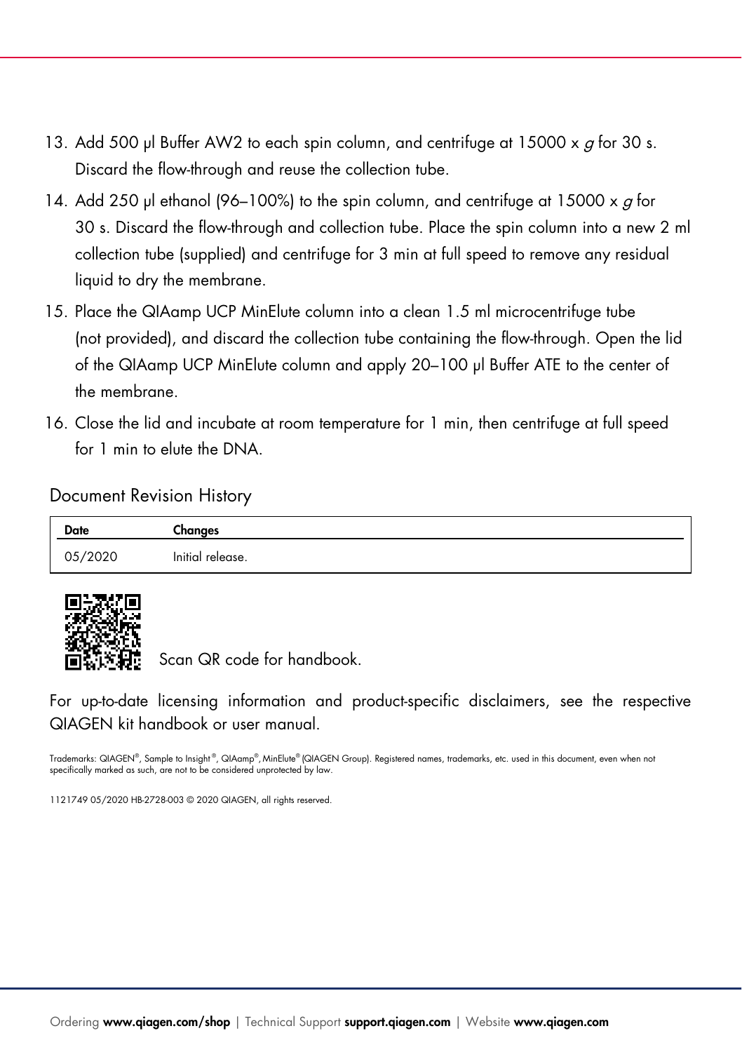13. Add 500 µl Buffer AW2 to each spin column, and centrifuge at 15000 x *g* for 30 s. Discard the flow-through and reuse the collection tube.
14. Add 250 µl ethanol (96–100%) to the spin column, and centrifuge at 15000 x *g* for 30 s. Discard the flow-through and collection tube. Place the spin column into a new 2 ml collection tube (supplied) and centrifuge for 3 min at full speed to remove any residual liquid to dry the membrane.
15. Place the QIAamp UCP MinElute column into a clean 1.5 ml microcentrifuge tube (not provided), and discard the collection tube containing the flow-through. Open the lid of the QIAamp UCP MinElute column and apply 20–100 µl Buffer ATE to the center of the membrane.
16. Close the lid and incubate at room temperature for 1 min, then centrifuge at full speed for 1 min to elute the DNA.

## Document Revision History

| Date | Changes |
|---|---|
| 05/2020 | Initial release. |

Scan QR code for handbook.

For up-to-date licensing information and product-specific disclaimers, see the respective QIAGEN kit handbook or user manual.

Trademarks: QIAGEN®, Sample to Insight®, QIAamp®, MinElute® (QIAGEN Group). Registered names, trademarks, etc. used in this document, even when not specifically marked as such, are not to be considered unprotected by law.

1121749 05/2020 HB-2728-003 © 2020 QIAGEN, all rights reserved.

Ordering **www.qiagen.com/shop** | Technical Support **support.qiagen.com** | Website **www.qiagen.com**